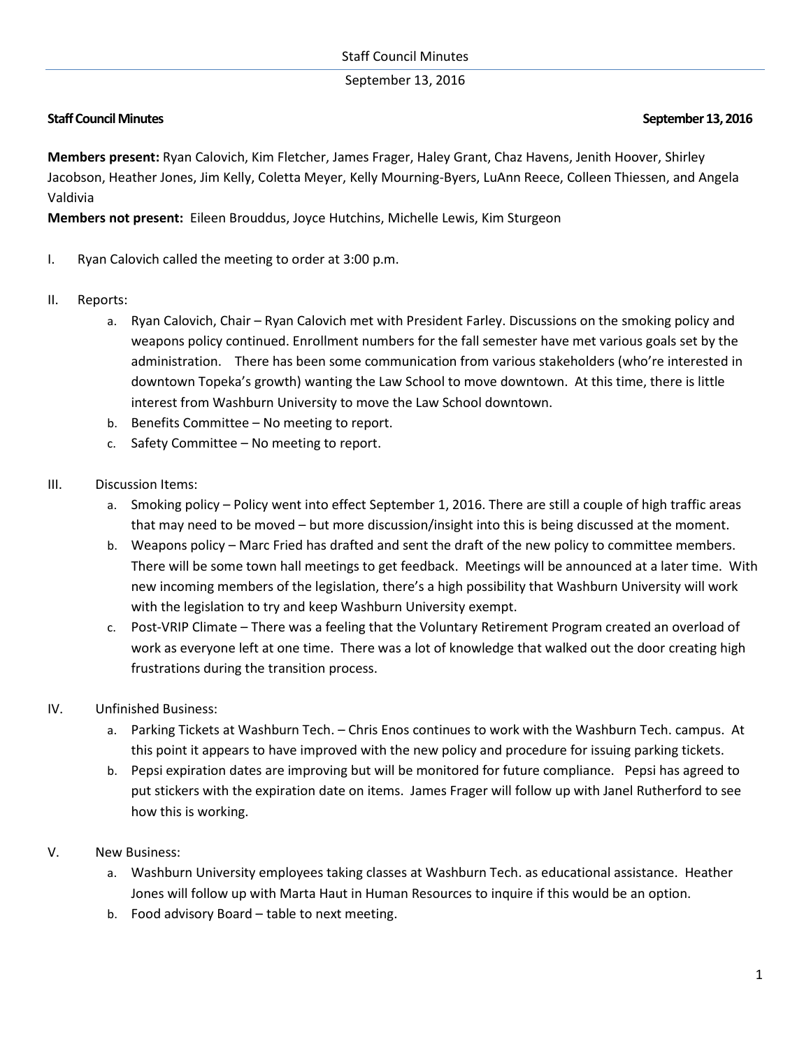**Staff Council Minutes** **September 13, 2016**

**Members present:** Ryan Calovich, Kim Fletcher, James Frager, Haley Grant, Chaz Havens, Jenith Hoover, Shirley Jacobson, Heather Jones, Jim Kelly, Coletta Meyer, Kelly Mourning-Byers, LuAnn Reece, Colleen Thiessen, and Angela Valdivia
**Members not present:** Eileen Brouddus, Joyce Hutchins, Michelle Lewis, Kim Sturgeon

I. Ryan Calovich called the meeting to order at 3:00 p.m.

II. Reports:
   a. Ryan Calovich, Chair – Ryan Calovich met with President Farley. Discussions on the smoking policy and weapons policy continued. Enrollment numbers for the fall semester have met various goals set by the administration. There has been some communication from various stakeholders (who're interested in downtown Topeka's growth) wanting the Law School to move downtown. At this time, there is little interest from Washburn University to move the Law School downtown.
   b. Benefits Committee – No meeting to report.
   c. Safety Committee – No meeting to report.

III. Discussion Items:
   a. Smoking policy – Policy went into effect September 1, 2016. There are still a couple of high traffic areas that may need to be moved – but more discussion/insight into this is being discussed at the moment.
   b. Weapons policy – Marc Fried has drafted and sent the draft of the new policy to committee members. There will be some town hall meetings to get feedback. Meetings will be announced at a later time. With new incoming members of the legislation, there's a high possibility that Washburn University will work with the legislation to try and keep Washburn University exempt.
   c. Post-VRIP Climate – There was a feeling that the Voluntary Retirement Program created an overload of work as everyone left at one time. There was a lot of knowledge that walked out the door creating high frustrations during the transition process.

IV. Unfinished Business:
   a. Parking Tickets at Washburn Tech. – Chris Enos continues to work with the Washburn Tech. campus. At this point it appears to have improved with the new policy and procedure for issuing parking tickets.
   b. Pepsi expiration dates are improving but will be monitored for future compliance. Pepsi has agreed to put stickers with the expiration date on items. James Frager will follow up with Janel Rutherford to see how this is working.

V. New Business:
   a. Washburn University employees taking classes at Washburn Tech. as educational assistance. Heather Jones will follow up with Marta Haut in Human Resources to inquire if this would be an option.
   b. Food advisory Board – table to next meeting.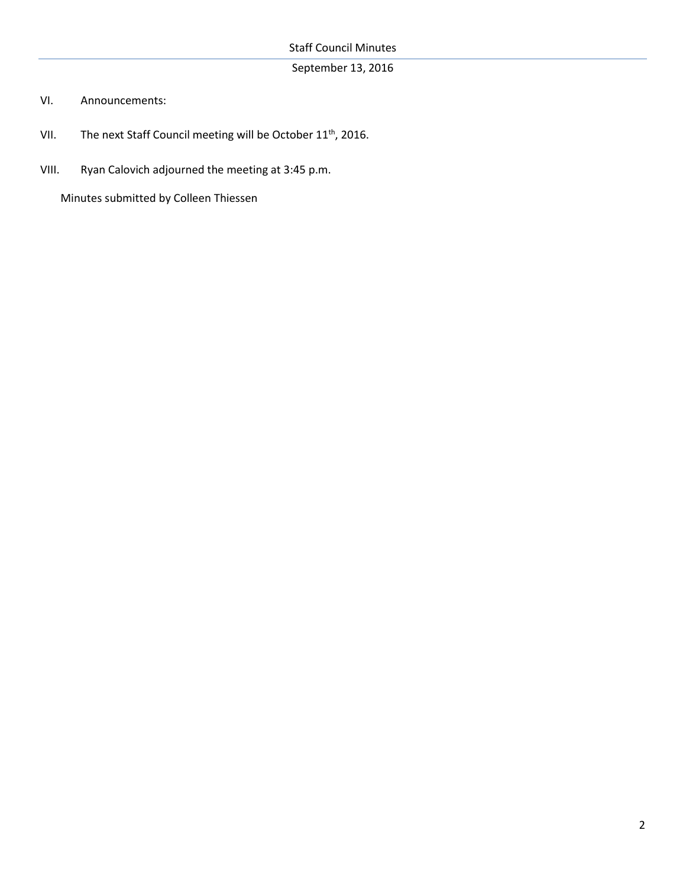VI. Announcements:

VII. The next Staff Council meeting will be October 11th, 2016.

VIII. Ryan Calovich adjourned the meeting at 3:45 p.m.

Minutes submitted by Colleen Thiessen